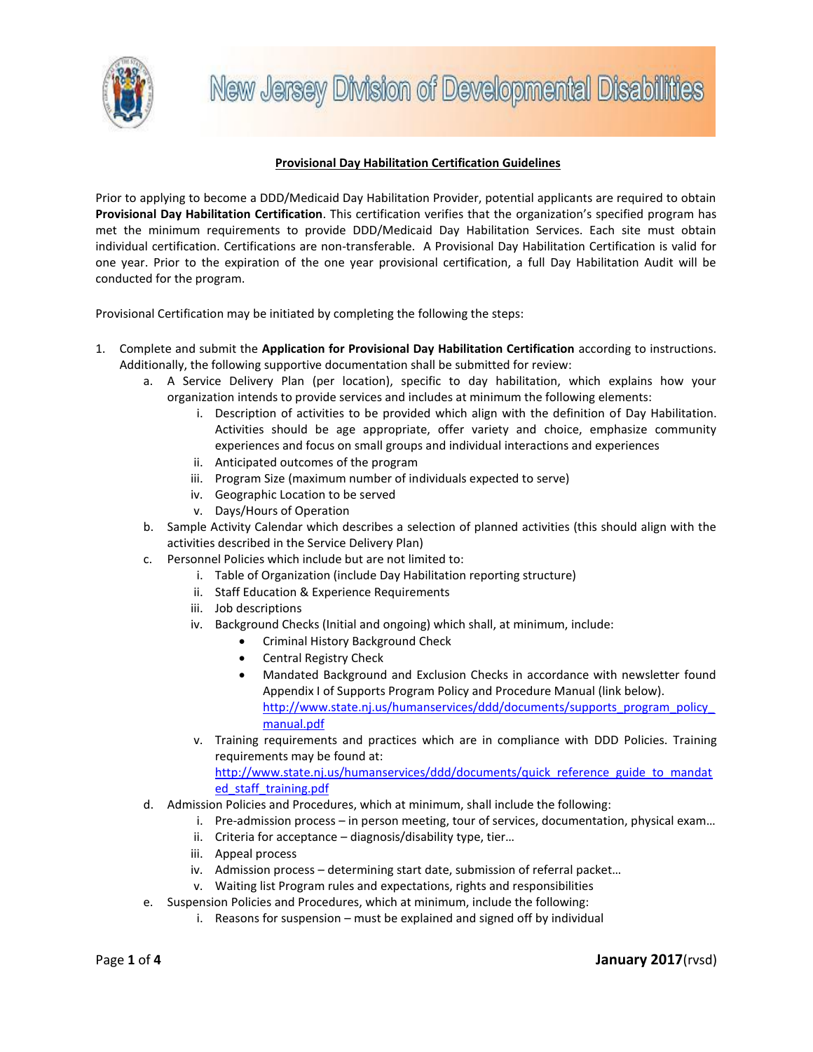New Jersey Division of Developmental Disabilities

## Provisional Day Habilitation Certification Guidelines

Prior to applying to become a DDD/Medicaid Day Habilitation Provider, potential applicants are required to obtain **Provisional Day Habilitation Certification**. This certification verifies that the organization's specified program has met the minimum requirements to provide DDD/Medicaid Day Habilitation Services. Each site must obtain individual certification. Certifications are non-transferable. A Provisional Day Habilitation Certification is valid for one year. Prior to the expiration of the one year provisional certification, a full Day Habilitation Audit will be conducted for the program.

Provisional Certification may be initiated by completing the following the steps:

1. Complete and submit the **Application for Provisional Day Habilitation Certification** according to instructions. Additionally, the following supportive documentation shall be submitted for review:
   a. A Service Delivery Plan (per location), specific to day habilitation, which explains how your organization intends to provide services and includes at minimum the following elements:
      i. Description of activities to be provided which align with the definition of Day Habilitation. Activities should be age appropriate, offer variety and choice, emphasize community experiences and focus on small groups and individual interactions and experiences
      ii. Anticipated outcomes of the program
      iii. Program Size (maximum number of individuals expected to serve)
      iv. Geographic Location to be served
      v. Days/Hours of Operation
   b. Sample Activity Calendar which describes a selection of planned activities (this should align with the activities described in the Service Delivery Plan)
   c. Personnel Policies which include but are not limited to:
      i. Table of Organization (include Day Habilitation reporting structure)
      ii. Staff Education & Experience Requirements
      iii. Job descriptions
      iv. Background Checks (Initial and ongoing) which shall, at minimum, include:
         - Criminal History Background Check
         - Central Registry Check
         - Mandated Background and Exclusion Checks in accordance with newsletter found Appendix I of Supports Program Policy and Procedure Manual (link below). http://www.state.nj.us/humanservices/ddd/documents/supports_program_policy_manual.pdf
      v. Training requirements and practices which are in compliance with DDD Policies. Training requirements may be found at: http://www.state.nj.us/humanservices/ddd/documents/quick_reference_guide_to_mandated_staff_training.pdf
   d. Admission Policies and Procedures, which at minimum, shall include the following:
      i. Pre-admission process – in person meeting, tour of services, documentation, physical exam…
      ii. Criteria for acceptance – diagnosis/disability type, tier…
      iii. Appeal process
      iv. Admission process – determining start date, submission of referral packet…
      v. Waiting list Program rules and expectations, rights and responsibilities
   e. Suspension Policies and Procedures, which at minimum, include the following:
      i. Reasons for suspension – must be explained and signed off by individual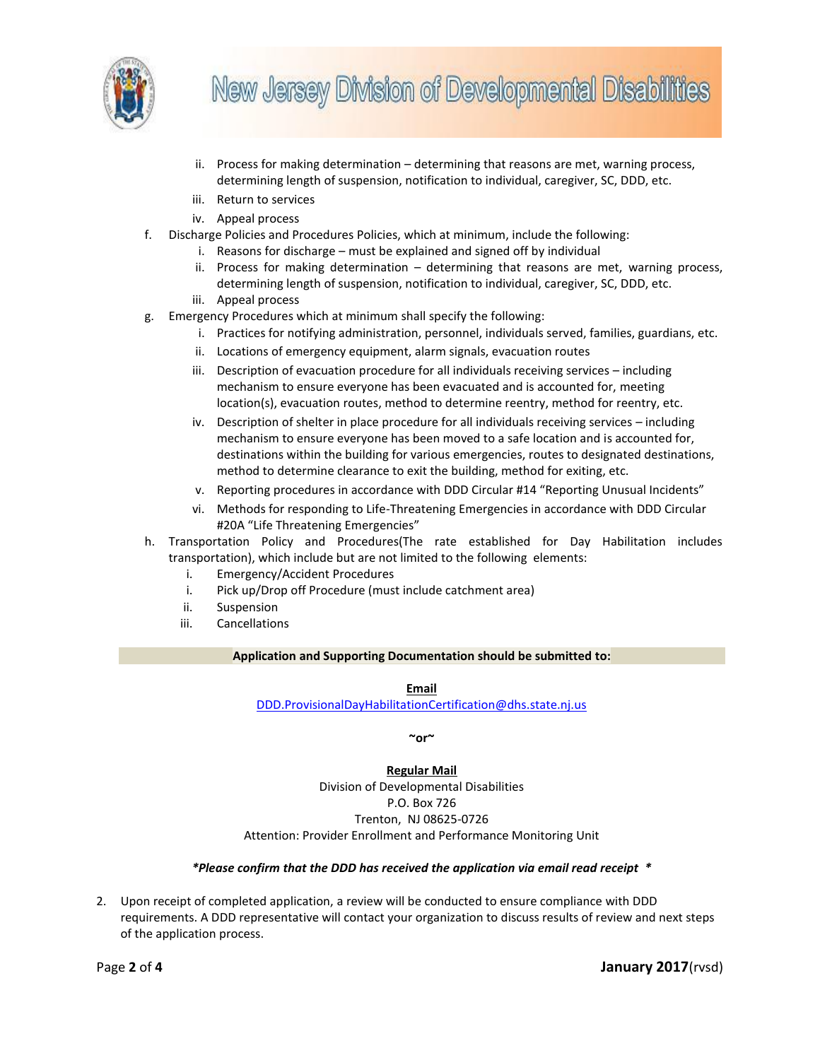ii. Process for making determination – determining that reasons are met, warning process, determining length of suspension, notification to individual, caregiver, SC, DDD, etc.
   iii. Return to services
   iv. Appeal process

f. Discharge Policies and Procedures Policies, which at minimum, include the following:
   i. Reasons for discharge – must be explained and signed off by individual
   ii. Process for making determination – determining that reasons are met, warning process, determining length of suspension, notification to individual, caregiver, SC, DDD, etc.
   iii. Appeal process

g. Emergency Procedures which at minimum shall specify the following:
   i. Practices for notifying administration, personnel, individuals served, families, guardians, etc.
   ii. Locations of emergency equipment, alarm signals, evacuation routes
   iii. Description of evacuation procedure for all individuals receiving services – including mechanism to ensure everyone has been evacuated and is accounted for, meeting location(s), evacuation routes, method to determine reentry, method for reentry, etc.
   iv. Description of shelter in place procedure for all individuals receiving services – including mechanism to ensure everyone has been moved to a safe location and is accounted for, destinations within the building for various emergencies, routes to designated destinations, method to determine clearance to exit the building, method for exiting, etc.
   v. Reporting procedures in accordance with DDD Circular #14 "Reporting Unusual Incidents"
   vi. Methods for responding to Life-Threatening Emergencies in accordance with DDD Circular #20A "Life Threatening Emergencies"

h. Transportation Policy and Procedures(The rate established for Day Habilitation includes transportation), which include but are not limited to the following elements:
   i. Emergency/Accident Procedures
   i. Pick up/Drop off Procedure (must include catchment area)
   ii. Suspension
   iii. Cancellations

**Application and Supporting Documentation should be submitted to:**

**Email**
DDD.ProvisionalDayHabilitationCertification@dhs.state.nj.us

**~or~**

**Regular Mail**
Division of Developmental Disabilities
P.O. Box 726
Trenton, NJ 08625-0726
Attention: Provider Enrollment and Performance Monitoring Unit

***Please confirm that the DDD has received the application via email read receipt \****

2. Upon receipt of completed application, a review will be conducted to ensure compliance with DDD requirements. A DDD representative will contact your organization to discuss results of review and next steps of the application process.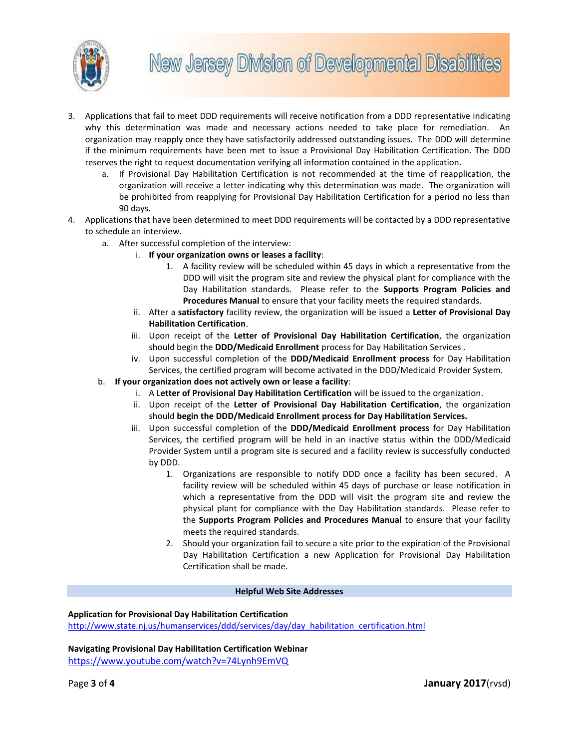3. Applications that fail to meet DDD requirements will receive notification from a DDD representative indicating why this determination was made and necessary actions needed to take place for remediation. An organization may reapply once they have satisfactorily addressed outstanding issues. The DDD will determine if the minimum requirements have been met to issue a Provisional Day Habilitation Certification. The DDD reserves the right to request documentation verifying all information contained in the application.
   a. If Provisional Day Habilitation Certification is not recommended at the time of reapplication, the organization will receive a letter indicating why this determination was made. The organization will be prohibited from reapplying for Provisional Day Habilitation Certification for a period no less than 90 days.
4. Applications that have been determined to meet DDD requirements will be contacted by a DDD representative to schedule an interview.
   a. After successful completion of the interview:
      i. **If your organization owns or leases a facility**:
         1. A facility review will be scheduled within 45 days in which a representative from the DDD will visit the program site and review the physical plant for compliance with the Day Habilitation standards. Please refer to the **Supports Program Policies and Procedures Manual** to ensure that your facility meets the required standards.
      ii. After a **satisfactory** facility review, the organization will be issued a **Letter of Provisional Day Habilitation Certification**.
      iii. Upon receipt of the **Letter of Provisional Day Habilitation Certification**, the organization should begin the **DDD/Medicaid Enrollment** process for Day Habilitation Services .
      iv. Upon successful completion of the **DDD/Medicaid Enrollment process** for Day Habilitation Services, the certified program will become activated in the DDD/Medicaid Provider System.
   b. **If your organization does not actively own or lease a facility**:
      i. A **Letter of Provisional Day Habilitation Certification** will be issued to the organization.
      ii. Upon receipt of the **Letter of Provisional Day Habilitation Certification**, the organization should **begin the DDD/Medicaid Enrollment process for Day Habilitation Services.**
      iii. Upon successful completion of the **DDD/Medicaid Enrollment process** for Day Habilitation Services, the certified program will be held in an inactive status within the DDD/Medicaid Provider System until a program site is secured and a facility review is successfully conducted by DDD.
         1. Organizations are responsible to notify DDD once a facility has been secured. A facility review will be scheduled within 45 days of purchase or lease notification in which a representative from the DDD will visit the program site and review the physical plant for compliance with the Day Habilitation standards. Please refer to the **Supports Program Policies and Procedures Manual** to ensure that your facility meets the required standards.
         2. Should your organization fail to secure a site prior to the expiration of the Provisional Day Habilitation Certification a new Application for Provisional Day Habilitation Certification shall be made.

## Helpful Web Site Addresses

**Application for Provisional Day Habilitation Certification**
http://www.state.nj.us/humanservices/ddd/services/day/day_habilitation_certification.html

**Navigating Provisional Day Habilitation Certification Webinar**
https://www.youtube.com/watch?v=74Lynh9EmVQ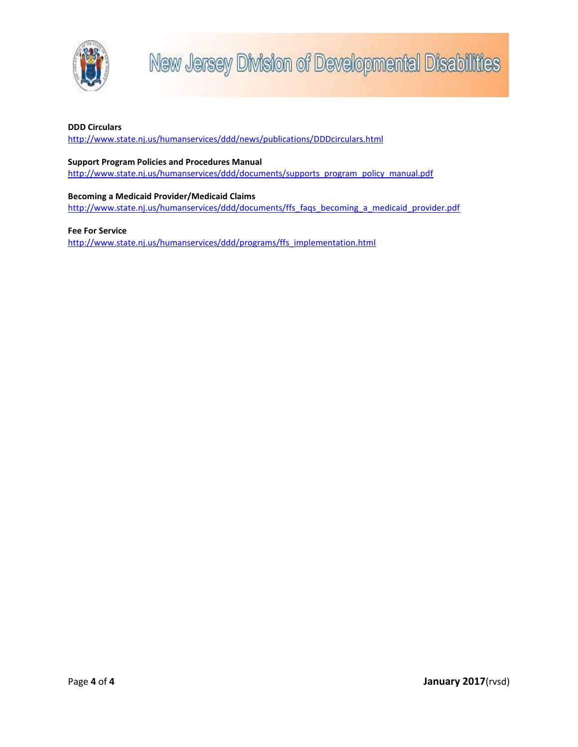**DDD Circulars**
http://www.state.nj.us/humanservices/ddd/news/publications/DDDcirculars.html

**Support Program Policies and Procedures Manual**
http://www.state.nj.us/humanservices/ddd/documents/supports_program_policy_manual.pdf

**Becoming a Medicaid Provider/Medicaid Claims**
http://www.state.nj.us/humanservices/ddd/documents/ffs_faqs_becoming_a_medicaid_provider.pdf

**Fee For Service**
http://www.state.nj.us/humanservices/ddd/programs/ffs_implementation.html